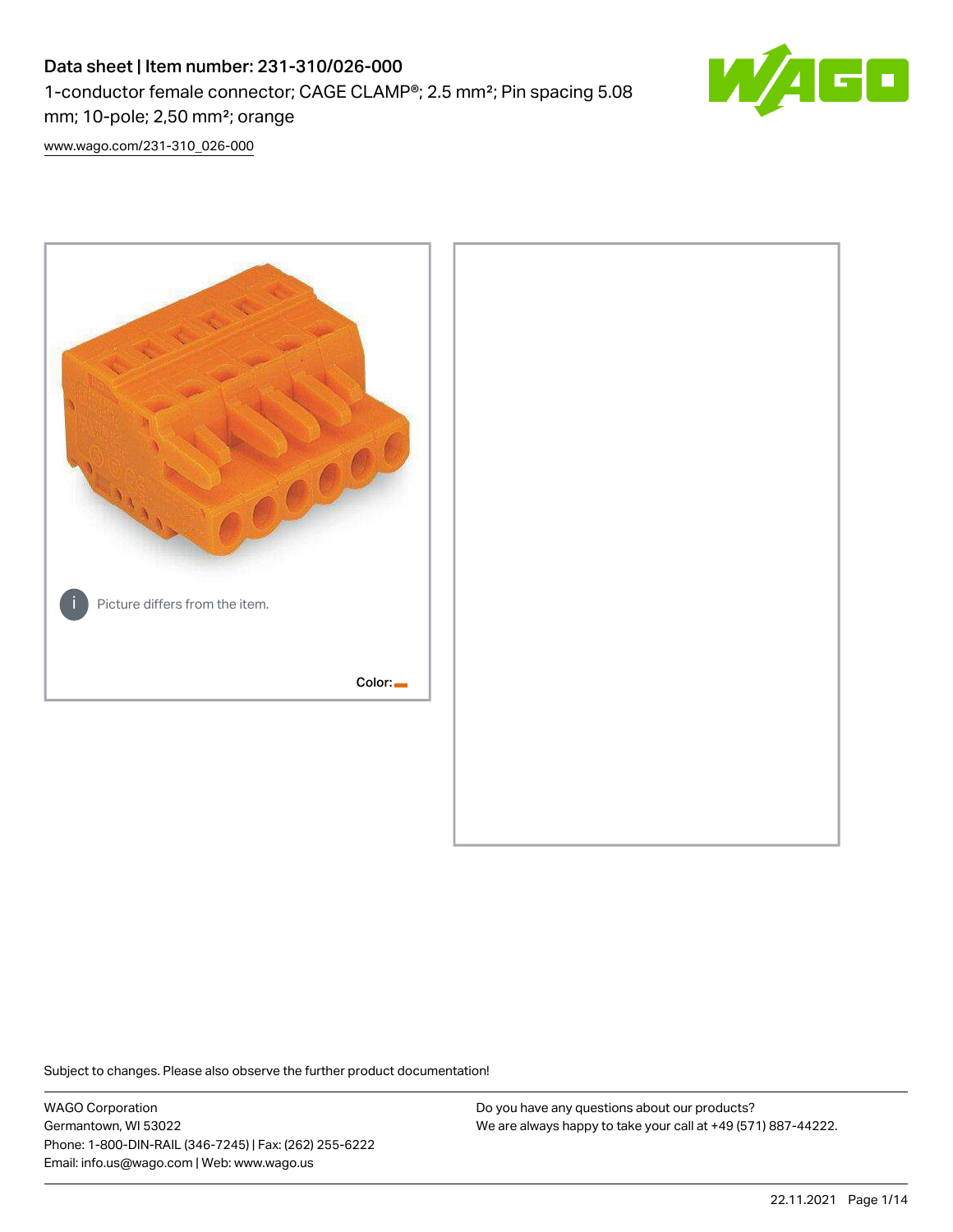# Data sheet | Item number: 231-310/026-000

1-conductor female connector; CAGE CLAMP®; 2.5 mm²; Pin spacing 5.08 mm; 10-pole; 2,50 mm²; orange

www.wago.com/231-310_026-000

Picture differs from the item.

Color:

Subject to changes. Please also observe the further product documentation!

WAGO Corporation
Germantown, WI 53022
Phone: 1-800-DIN-RAIL (346-7245) | Fax: (262) 255-6222
Email: info.us@wago.com | Web: www.wago.us

Do you have any questions about our products?
We are always happy to take your call at +49 (571) 887-44222.

22.11.2021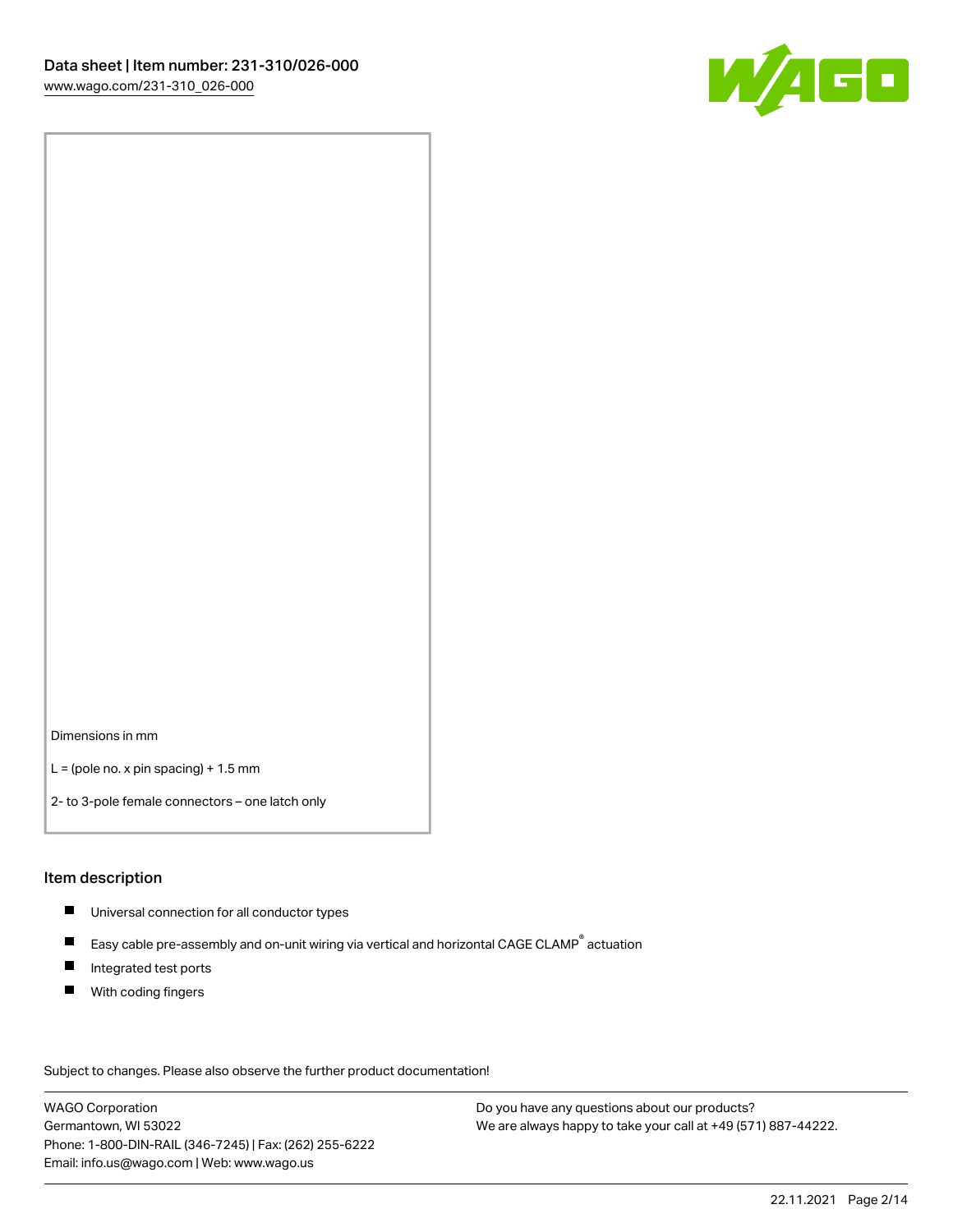Dimensions in mm

L = (pole no. x pin spacing) + 1.5 mm

2- to 3-pole female connectors – one latch only

## Item description

- Universal connection for all conductor types
- Easy cable pre-assembly and on-unit wiring via vertical and horizontal CAGE CLAMP® actuation
- Integrated test ports
- With coding fingers

Subject to changes. Please also observe the further product documentation!

WAGO Corporation
Germantown, WI 53022
Phone: 1-800-DIN-RAIL (346-7245) | Fax: (262) 255-6222
Email: info.us@wago.com | Web: www.wago.us

Do you have any questions about our products?
We are always happy to take your call at +49 (571) 887-44222.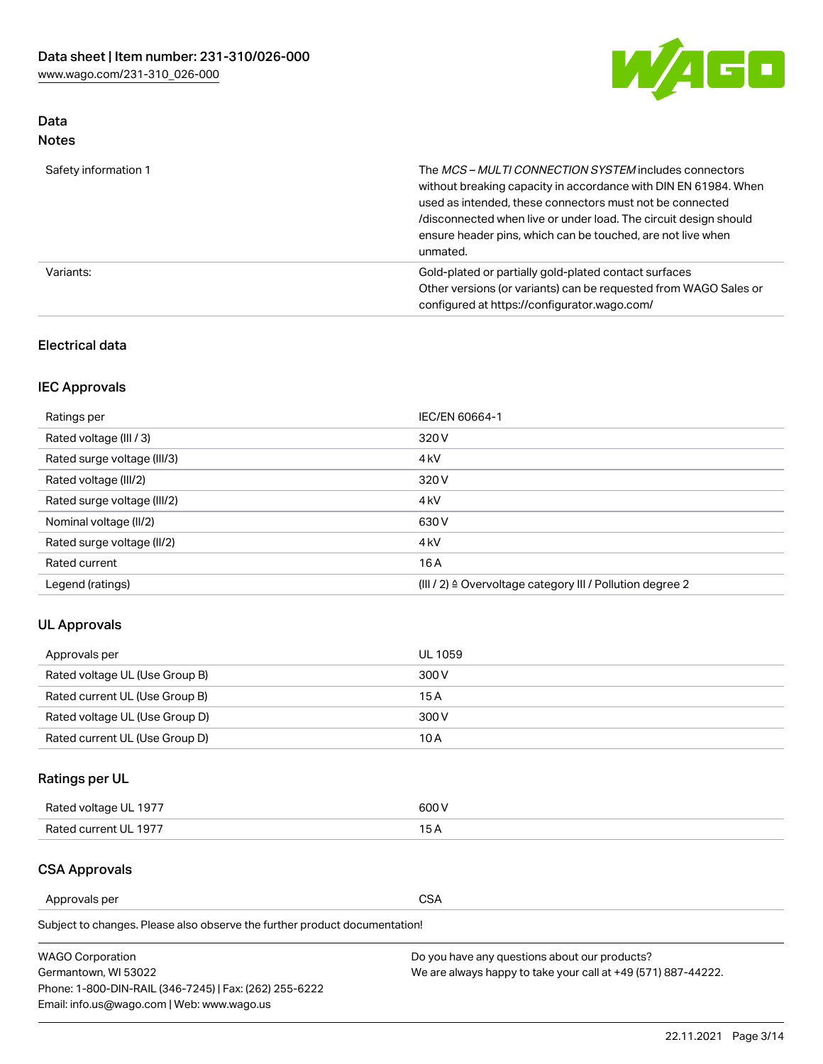## Data

### Notes

| | |
|---|---|
| Safety information 1 | The *MCS – MULTI CONNECTION SYSTEM* includes connectors without breaking capacity in accordance with DIN EN 61984. When used as intended, these connectors must not be connected /disconnected when live or under load. The circuit design should ensure header pins, which can be touched, are not live when unmated. |
| Variants: | Gold-plated or partially gold-plated contact surfaces<br>Other versions (or variants) can be requested from WAGO Sales or configured at https://configurator.wago.com/ |

## Electrical data

### IEC Approvals

| | |
|---|---|
| Ratings per | IEC/EN 60664-1 |
| Rated voltage (III / 3) | 320 V |
| Rated surge voltage (III/3) | 4 kV |
| Rated voltage (III/2) | 320 V |
| Rated surge voltage (III/2) | 4 kV |
| Nominal voltage (II/2) | 630 V |
| Rated surge voltage (II/2) | 4 kV |
| Rated current | 16 A |
| Legend (ratings) | (III / 2) ≙ Overvoltage category III / Pollution degree 2 |

### UL Approvals

| | |
|---|---|
| Approvals per | UL 1059 |
| Rated voltage UL (Use Group B) | 300 V |
| Rated current UL (Use Group B) | 15 A |
| Rated voltage UL (Use Group D) | 300 V |
| Rated current UL (Use Group D) | 10 A |

### Ratings per UL

| | |
|---|---|
| Rated voltage UL 1977 | 600 V |
| Rated current UL 1977 | 15 A |

### CSA Approvals

| | |
|---|---|
| Approvals per | CSA |

Subject to changes. Please also observe the further product documentation!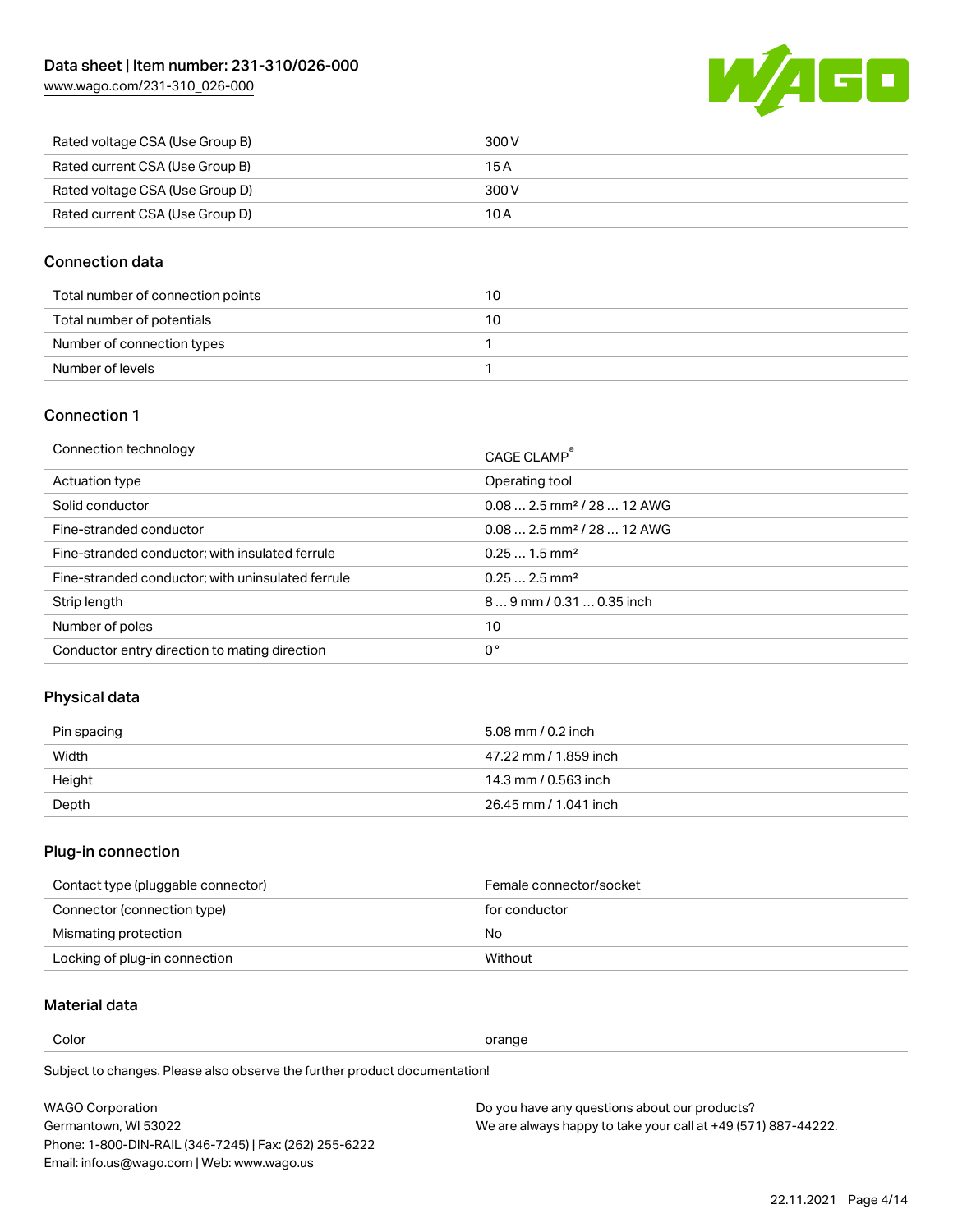| | |
|---|---|
| Rated voltage CSA (Use Group B) | 300 V |
| Rated current CSA (Use Group B) | 15 A |
| Rated voltage CSA (Use Group D) | 300 V |
| Rated current CSA (Use Group D) | 10 A |

## Connection data

| | |
|---|---|
| Total number of connection points | 10 |
| Total number of potentials | 10 |
| Number of connection types | 1 |
| Number of levels | 1 |

## Connection 1

| | |
|---|---|
| Connection technology | CAGE CLAMP® |
| Actuation type | Operating tool |
| Solid conductor | 0.08 … 2.5 mm² / 28 … 12 AWG |
| Fine-stranded conductor | 0.08 … 2.5 mm² / 28 … 12 AWG |
| Fine-stranded conductor; with insulated ferrule | 0.25 … 1.5 mm² |
| Fine-stranded conductor; with uninsulated ferrule | 0.25 … 2.5 mm² |
| Strip length | 8 … 9 mm / 0.31 … 0.35 inch |
| Number of poles | 10 |
| Conductor entry direction to mating direction | 0 ° |

## Physical data

| | |
|---|---|
| Pin spacing | 5.08 mm / 0.2 inch |
| Width | 47.22 mm / 1.859 inch |
| Height | 14.3 mm / 0.563 inch |
| Depth | 26.45 mm / 1.041 inch |

## Plug-in connection

| | |
|---|---|
| Contact type (pluggable connector) | Female connector/socket |
| Connector (connection type) | for conductor |
| Mismating protection | No |
| Locking of plug-in connection | Without |

## Material data

| | |
|---|---|
| Color | orange |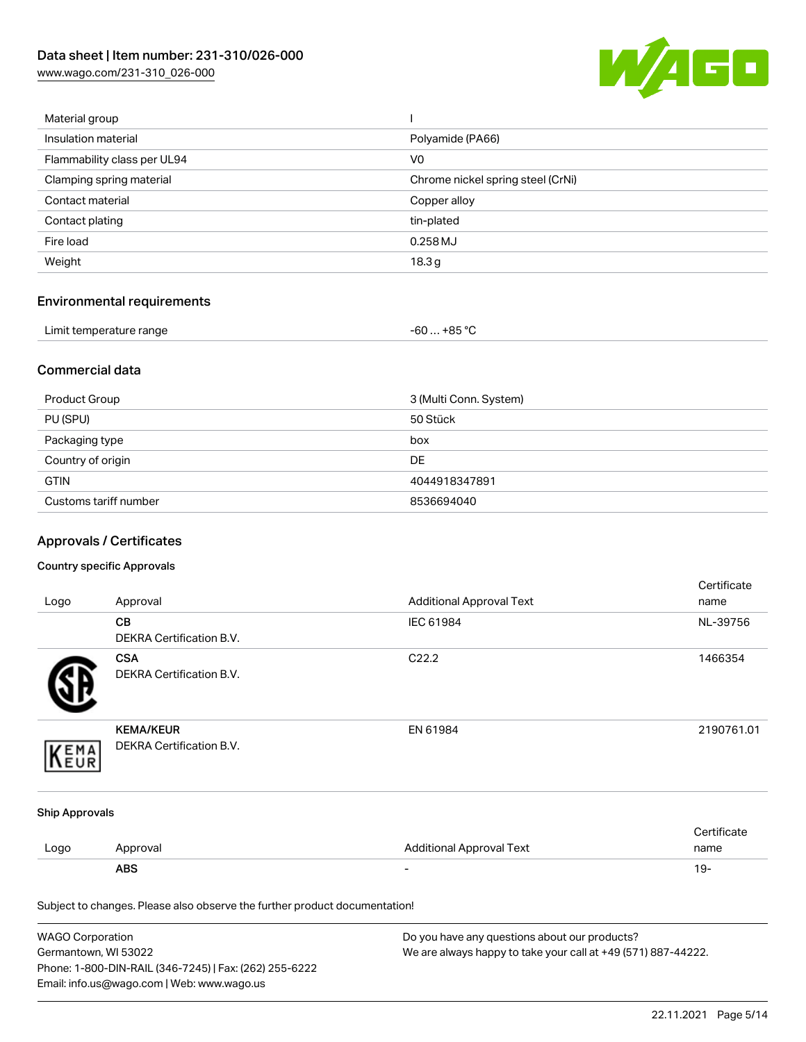| Material group | I |
| --- | --- |
| Insulation material | Polyamide (PA66) |
| Flammability class per UL94 | V0 |
| Clamping spring material | Chrome nickel spring steel (CrNi) |
| Contact material | Copper alloy |
| Contact plating | tin-plated |
| Fire load | 0.258 MJ |
| Weight | 18.3 g |

## Environmental requirements

| Limit temperature range | -60 … +85 °C |
| --- | --- |

## Commercial data

| Product Group | 3 (Multi Conn. System) |
| --- | --- |
| PU (SPU) | 50 Stück |
| Packaging type | box |
| Country of origin | DE |
| GTIN | 4044918347891 |
| Customs tariff number | 8536694040 |

## Approvals / Certificates

### Country specific Approvals

| Logo | Approval | Additional Approval Text | Certificate name |
| --- | --- | --- | --- |
| | **CB** DEKRA Certification B.V. | IEC 61984 | NL-39756 |
| | **CSA** DEKRA Certification B.V. | C22.2 | 1466354 |
| | **KEMA/KEUR** DEKRA Certification B.V. | EN 61984 | 2190761.01 |

### Ship Approvals

| Logo | Approval | Additional Approval Text | Certificate name |
| --- | --- | --- | --- |
| | **ABS** | - | 19- |

Subject to changes. Please also observe the further product documentation!

WAGO Corporation
Germantown, WI 53022
Phone: 1-800-DIN-RAIL (346-7245) | Fax: (262) 255-6222
Email: info.us@wago.com | Web: www.wago.us

Do you have any questions about our products?
We are always happy to take your call at +49 (571) 887-44222.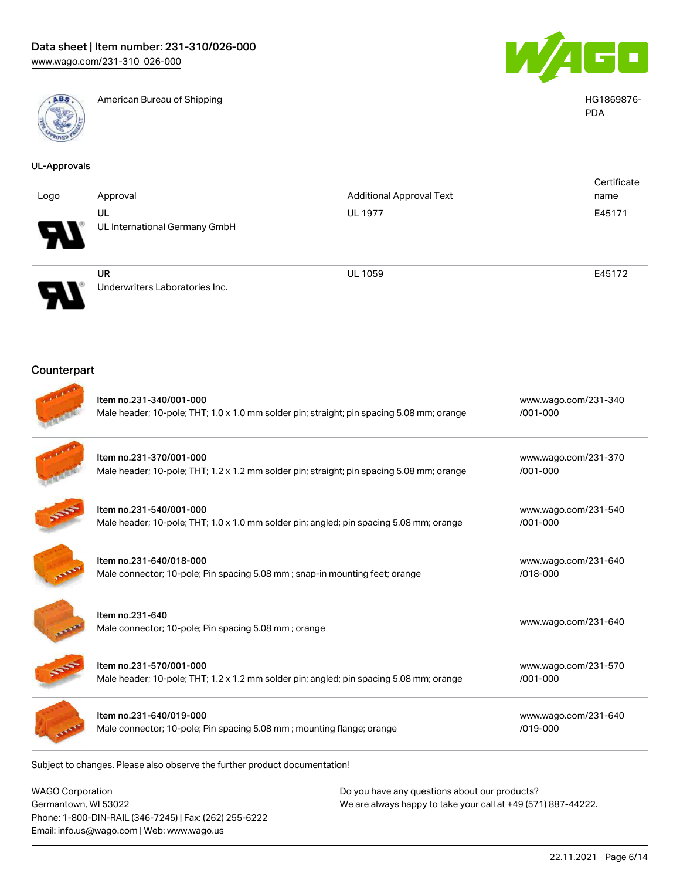| | American Bureau of Shipping | HG1869876-PDA |
|---|---|---|

## UL-Approvals

| Logo | Approval | Additional Approval Text | Certificate name |
|---|---|---|---|
| | UL<br>UL International Germany GmbH | UL 1977 | E45171 |
| | UR<br>Underwriters Laboratories Inc. | UL 1059 | E45172 |

## Counterpart

| | | |
|---|---|---|
| | Item no.231-340/001-000<br>Male header; 10-pole; THT; 1.0 x 1.0 mm solder pin; straight; pin spacing 5.08 mm; orange | www.wago.com/231-340/001-000 |
| | Item no.231-370/001-000<br>Male header; 10-pole; THT; 1.2 x 1.2 mm solder pin; straight; pin spacing 5.08 mm; orange | www.wago.com/231-370/001-000 |
| | Item no.231-540/001-000<br>Male header; 10-pole; THT; 1.0 x 1.0 mm solder pin; angled; pin spacing 5.08 mm; orange | www.wago.com/231-540/001-000 |
| | Item no.231-640/018-000<br>Male connector; 10-pole; Pin spacing 5.08 mm ; snap-in mounting feet; orange | www.wago.com/231-640/018-000 |
| | Item no.231-640<br>Male connector; 10-pole; Pin spacing 5.08 mm ; orange | www.wago.com/231-640 |
| | Item no.231-570/001-000<br>Male header; 10-pole; THT; 1.2 x 1.2 mm solder pin; angled; pin spacing 5.08 mm; orange | www.wago.com/231-570/001-000 |
| | Item no.231-640/019-000<br>Male connector; 10-pole; Pin spacing 5.08 mm ; mounting flange; orange | www.wago.com/231-640/019-000 |

Subject to changes. Please also observe the further product documentation!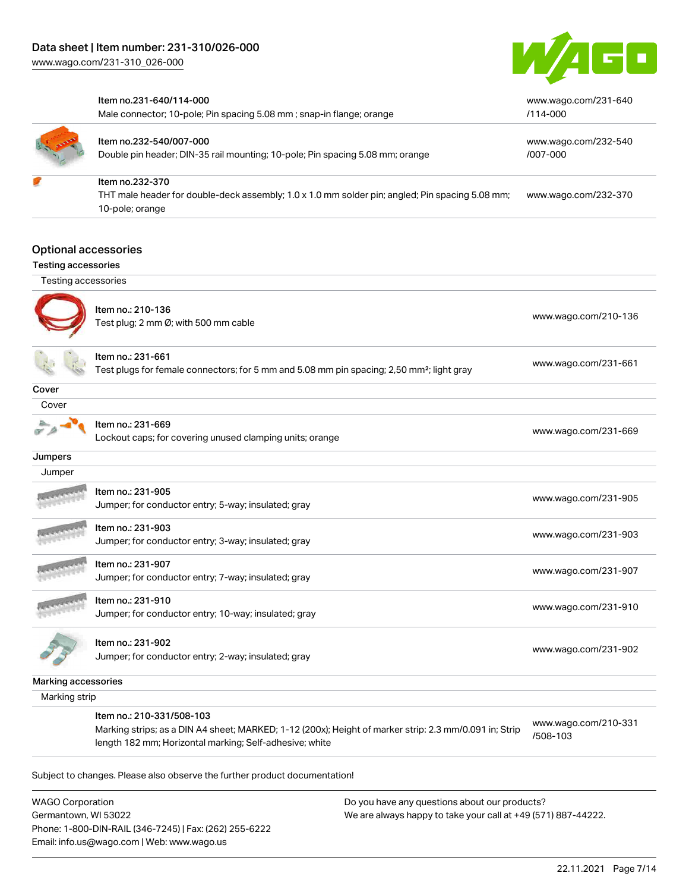| | | |
|---|---|---|
| | Item no.231-640/114-000<br>Male connector; 10-pole; Pin spacing 5.08 mm ; snap-in flange; orange | www.wago.com/231-640/114-000 |
| | Item no.232-540/007-000<br>Double pin header; DIN-35 rail mounting; 10-pole; Pin spacing 5.08 mm; orange | www.wago.com/232-540/007-000 |
| | Item no.232-370<br>THT male header for double-deck assembly; 1.0 x 1.0 mm solder pin; angled; Pin spacing 5.08 mm; 10-pole; orange | www.wago.com/232-370 |

## Optional accessories

### Testing accessories

| Testing accessories | | |
|---|---|---|
| | Item no.: 210-136<br>Test plug; 2 mm Ø; with 500 mm cable | www.wago.com/210-136 |
| | Item no.: 231-661<br>Test plugs for female connectors; for 5 mm and 5.08 mm pin spacing; 2,50 mm²; light gray | www.wago.com/231-661 |

### Cover

| Cover | | |
|---|---|---|
| | Item no.: 231-669<br>Lockout caps; for covering unused clamping units; orange | www.wago.com/231-669 |

### Jumpers

| Jumper | | |
|---|---|---|
| | Item no.: 231-905<br>Jumper; for conductor entry; 5-way; insulated; gray | www.wago.com/231-905 |
| | Item no.: 231-903<br>Jumper; for conductor entry; 3-way; insulated; gray | www.wago.com/231-903 |
| | Item no.: 231-907<br>Jumper; for conductor entry; 7-way; insulated; gray | www.wago.com/231-907 |
| | Item no.: 231-910<br>Jumper; for conductor entry; 10-way; insulated; gray | www.wago.com/231-910 |
| | Item no.: 231-902<br>Jumper; for conductor entry; 2-way; insulated; gray | www.wago.com/231-902 |

### Marking accessories

| Marking strip | | |
|---|---|---|
| | Item no.: 210-331/508-103<br>Marking strips; as a DIN A4 sheet; MARKED; 1-12 (200x); Height of marker strip: 2.3 mm/0.091 in; Strip length 182 mm; Horizontal marking; Self-adhesive; white | www.wago.com/210-331/508-103 |

Subject to changes. Please also observe the further product documentation!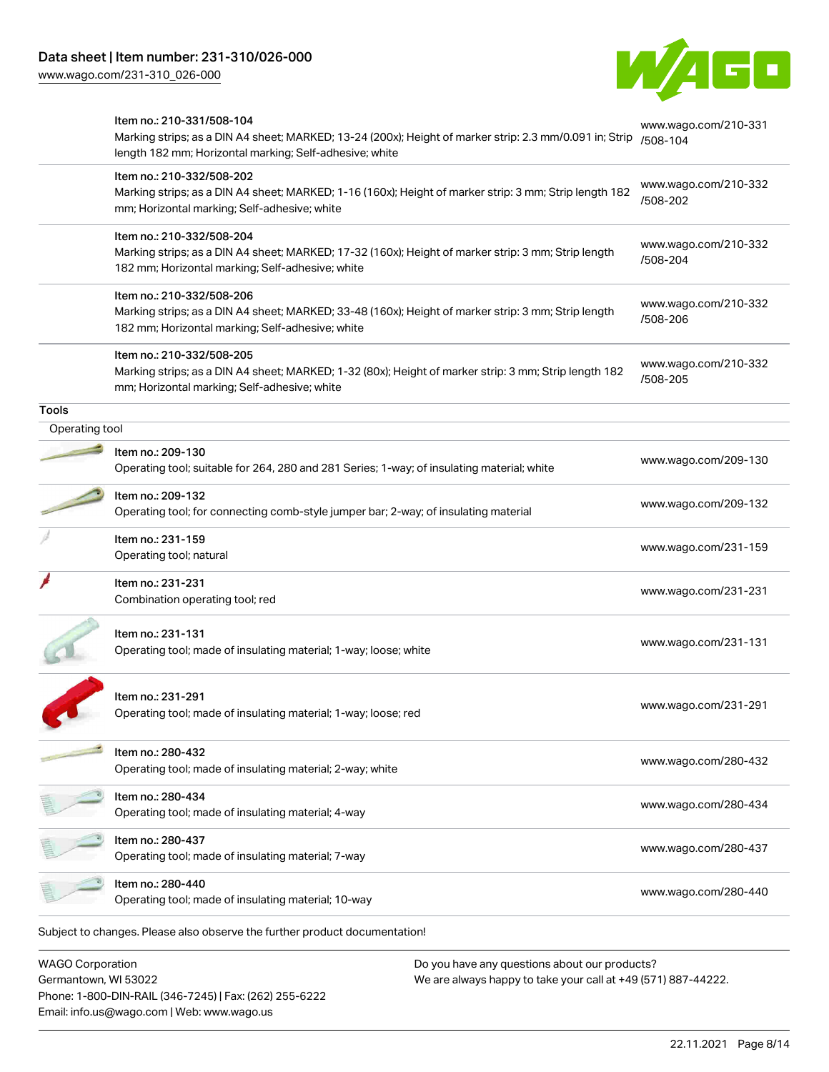| | | |
|---|---|---|
| | Item no.: 210-331/508-104<br>Marking strips; as a DIN A4 sheet; MARKED; 13-24 (200x); Height of marker strip: 2.3 mm/0.091 in; Strip length 182 mm; Horizontal marking; Self-adhesive; white | www.wago.com/210-331/508-104 |
| | Item no.: 210-332/508-202<br>Marking strips; as a DIN A4 sheet; MARKED; 1-16 (160x); Height of marker strip: 3 mm; Strip length 182 mm; Horizontal marking; Self-adhesive; white | www.wago.com/210-332/508-202 |
| | Item no.: 210-332/508-204<br>Marking strips; as a DIN A4 sheet; MARKED; 17-32 (160x); Height of marker strip: 3 mm; Strip length 182 mm; Horizontal marking; Self-adhesive; white | www.wago.com/210-332/508-204 |
| | Item no.: 210-332/508-206<br>Marking strips; as a DIN A4 sheet; MARKED; 33-48 (160x); Height of marker strip: 3 mm; Strip length 182 mm; Horizontal marking; Self-adhesive; white | www.wago.com/210-332/508-206 |
| | Item no.: 210-332/508-205<br>Marking strips; as a DIN A4 sheet; MARKED; 1-32 (80x); Height of marker strip: 3 mm; Strip length 182 mm; Horizontal marking; Self-adhesive; white | www.wago.com/210-332/508-205 |

**Tools**

Operating tool

| | | |
|---|---|---|
| | Item no.: 209-130<br>Operating tool; suitable for 264, 280 and 281 Series; 1-way; of insulating material; white | www.wago.com/209-130 |
| | Item no.: 209-132<br>Operating tool; for connecting comb-style jumper bar; 2-way; of insulating material | www.wago.com/209-132 |
| | Item no.: 231-159<br>Operating tool; natural | www.wago.com/231-159 |
| | Item no.: 231-231<br>Combination operating tool; red | www.wago.com/231-231 |
| | Item no.: 231-131<br>Operating tool; made of insulating material; 1-way; loose; white | www.wago.com/231-131 |
| | Item no.: 231-291<br>Operating tool; made of insulating material; 1-way; loose; red | www.wago.com/231-291 |
| | Item no.: 280-432<br>Operating tool; made of insulating material; 2-way; white | www.wago.com/280-432 |
| | Item no.: 280-434<br>Operating tool; made of insulating material; 4-way | www.wago.com/280-434 |
| | Item no.: 280-437<br>Operating tool; made of insulating material; 7-way | www.wago.com/280-437 |
| | Item no.: 280-440<br>Operating tool; made of insulating material; 10-way | www.wago.com/280-440 |

Subject to changes. Please also observe the further product documentation!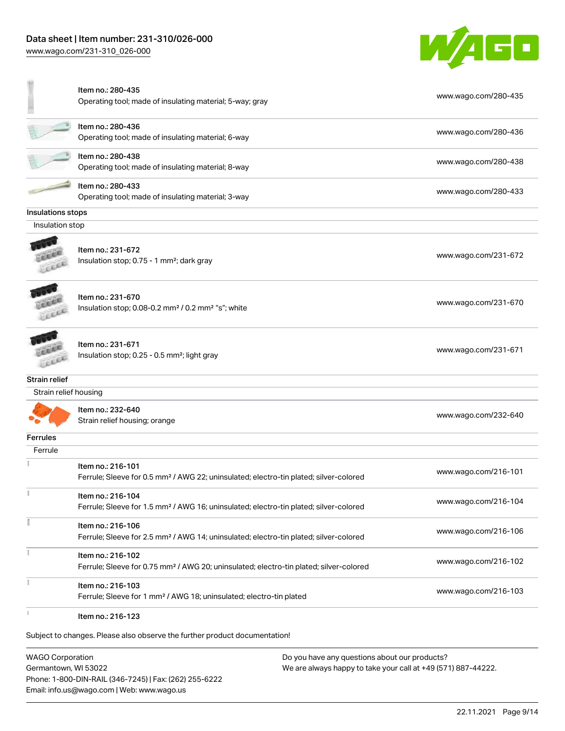| | | |
|---|---|---|
| | Item no.: 280-435<br>Operating tool; made of insulating material; 5-way; gray | www.wago.com/280-435 |
| | Item no.: 280-436<br>Operating tool; made of insulating material; 6-way | www.wago.com/280-436 |
| | Item no.: 280-438<br>Operating tool; made of insulating material; 8-way | www.wago.com/280-438 |
| | Item no.: 280-433<br>Operating tool; made of insulating material; 3-way | www.wago.com/280-433 |

**Insulations stops**

Insulation stop

| | | |
|---|---|---|
| | Item no.: 231-672<br>Insulation stop; 0.75 - 1 mm²; dark gray | www.wago.com/231-672 |
| | Item no.: 231-670<br>Insulation stop; 0.08-0.2 mm² / 0.2 mm² "s"; white | www.wago.com/231-670 |
| | Item no.: 231-671<br>Insulation stop; 0.25 - 0.5 mm²; light gray | www.wago.com/231-671 |

**Strain relief**

Strain relief housing

| | | |
|---|---|---|
| | Item no.: 232-640<br>Strain relief housing; orange | www.wago.com/232-640 |

**Ferrules**

Ferrule

| | | |
|---|---|---|
| | Item no.: 216-101<br>Ferrule; Sleeve for 0.5 mm² / AWG 22; uninsulated; electro-tin plated; silver-colored | www.wago.com/216-101 |
| | Item no.: 216-104<br>Ferrule; Sleeve for 1.5 mm² / AWG 16; uninsulated; electro-tin plated; silver-colored | www.wago.com/216-104 |
| | Item no.: 216-106<br>Ferrule; Sleeve for 2.5 mm² / AWG 14; uninsulated; electro-tin plated; silver-colored | www.wago.com/216-106 |
| | Item no.: 216-102<br>Ferrule; Sleeve for 0.75 mm² / AWG 20; uninsulated; electro-tin plated; silver-colored | www.wago.com/216-102 |
| | Item no.: 216-103<br>Ferrule; Sleeve for 1 mm² / AWG 18; uninsulated; electro-tin plated | www.wago.com/216-103 |
| | Item no.: 216-123 | |

Subject to changes. Please also observe the further product documentation!

WAGO Corporation
Germantown, WI 53022
Phone: 1-800-DIN-RAIL (346-7245) | Fax: (262) 255-6222
Email: info.us@wago.com | Web: www.wago.us

Do you have any questions about our products?
We are always happy to take your call at +49 (571) 887-44222.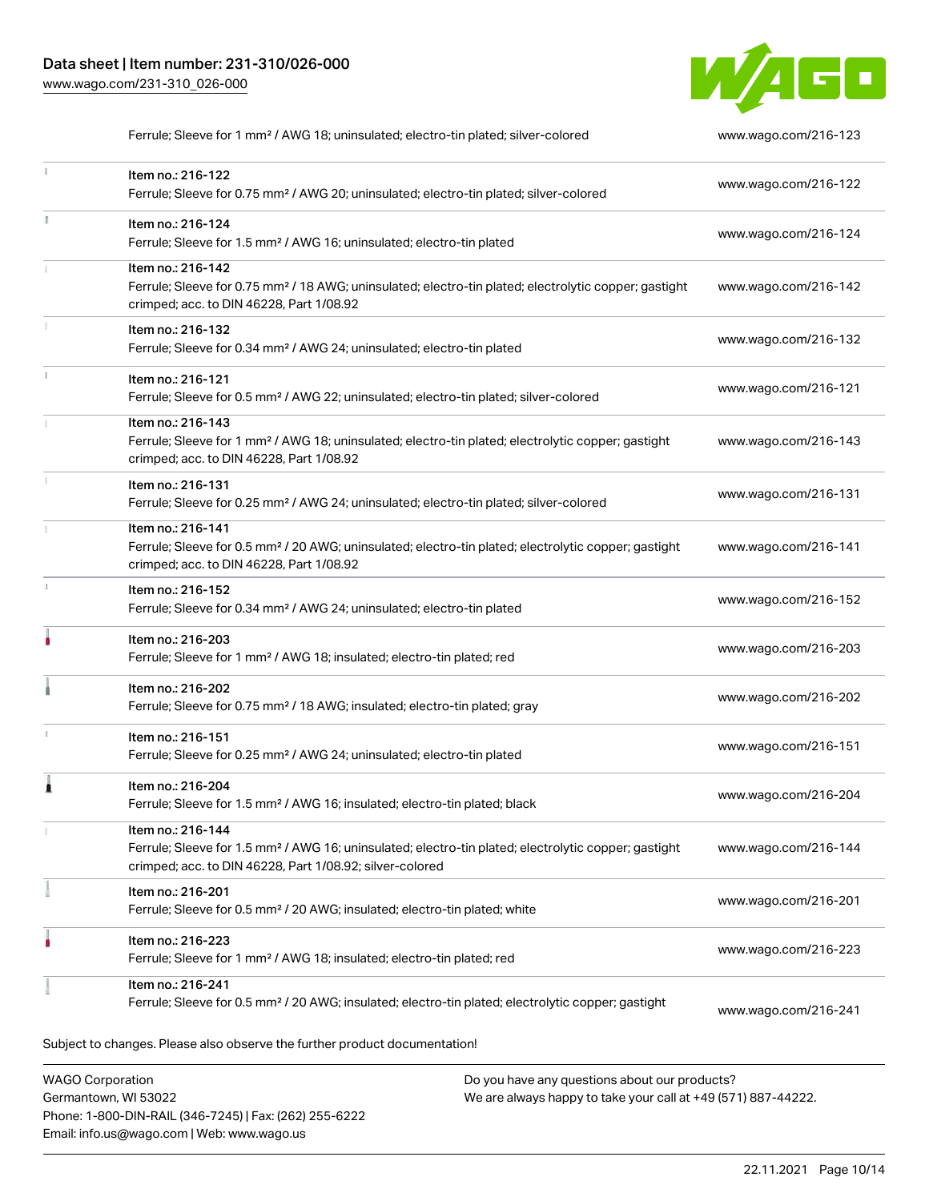| Item | URL |
| --- | --- |
| Ferrule; Sleeve for 1 mm² / AWG 18; uninsulated; electro-tin plated; silver-colored | www.wago.com/216-123 |
| Item no.: 216-122<br>Ferrule; Sleeve for 0.75 mm² / AWG 20; uninsulated; electro-tin plated; silver-colored | www.wago.com/216-122 |
| Item no.: 216-124<br>Ferrule; Sleeve for 1.5 mm² / AWG 16; uninsulated; electro-tin plated | www.wago.com/216-124 |
| Item no.: 216-142<br>Ferrule; Sleeve for 0.75 mm² / 18 AWG; uninsulated; electro-tin plated; electrolytic copper; gastight crimped; acc. to DIN 46228, Part 1/08.92 | www.wago.com/216-142 |
| Item no.: 216-132<br>Ferrule; Sleeve for 0.34 mm² / AWG 24; uninsulated; electro-tin plated | www.wago.com/216-132 |
| Item no.: 216-121<br>Ferrule; Sleeve for 0.5 mm² / AWG 22; uninsulated; electro-tin plated; silver-colored | www.wago.com/216-121 |
| Item no.: 216-143<br>Ferrule; Sleeve for 1 mm² / AWG 18; uninsulated; electro-tin plated; electrolytic copper; gastight crimped; acc. to DIN 46228, Part 1/08.92 | www.wago.com/216-143 |
| Item no.: 216-131<br>Ferrule; Sleeve for 0.25 mm² / AWG 24; uninsulated; electro-tin plated; silver-colored | www.wago.com/216-131 |
| Item no.: 216-141<br>Ferrule; Sleeve for 0.5 mm² / 20 AWG; uninsulated; electro-tin plated; electrolytic copper; gastight crimped; acc. to DIN 46228, Part 1/08.92 | www.wago.com/216-141 |
| Item no.: 216-152<br>Ferrule; Sleeve for 0.34 mm² / AWG 24; uninsulated; electro-tin plated | www.wago.com/216-152 |
| Item no.: 216-203<br>Ferrule; Sleeve for 1 mm² / AWG 18; insulated; electro-tin plated; red | www.wago.com/216-203 |
| Item no.: 216-202<br>Ferrule; Sleeve for 0.75 mm² / 18 AWG; insulated; electro-tin plated; gray | www.wago.com/216-202 |
| Item no.: 216-151<br>Ferrule; Sleeve for 0.25 mm² / AWG 24; uninsulated; electro-tin plated | www.wago.com/216-151 |
| Item no.: 216-204<br>Ferrule; Sleeve for 1.5 mm² / AWG 16; insulated; electro-tin plated; black | www.wago.com/216-204 |
| Item no.: 216-144<br>Ferrule; Sleeve for 1.5 mm² / AWG 16; uninsulated; electro-tin plated; electrolytic copper; gastight crimped; acc. to DIN 46228, Part 1/08.92; silver-colored | www.wago.com/216-144 |
| Item no.: 216-201<br>Ferrule; Sleeve for 0.5 mm² / 20 AWG; insulated; electro-tin plated; white | www.wago.com/216-201 |
| Item no.: 216-223<br>Ferrule; Sleeve for 1 mm² / AWG 18; insulated; electro-tin plated; red | www.wago.com/216-223 |
| Item no.: 216-241<br>Ferrule; Sleeve for 0.5 mm² / 20 AWG; insulated; electro-tin plated; electrolytic copper; gastight | www.wago.com/216-241 |

Subject to changes. Please also observe the further product documentation!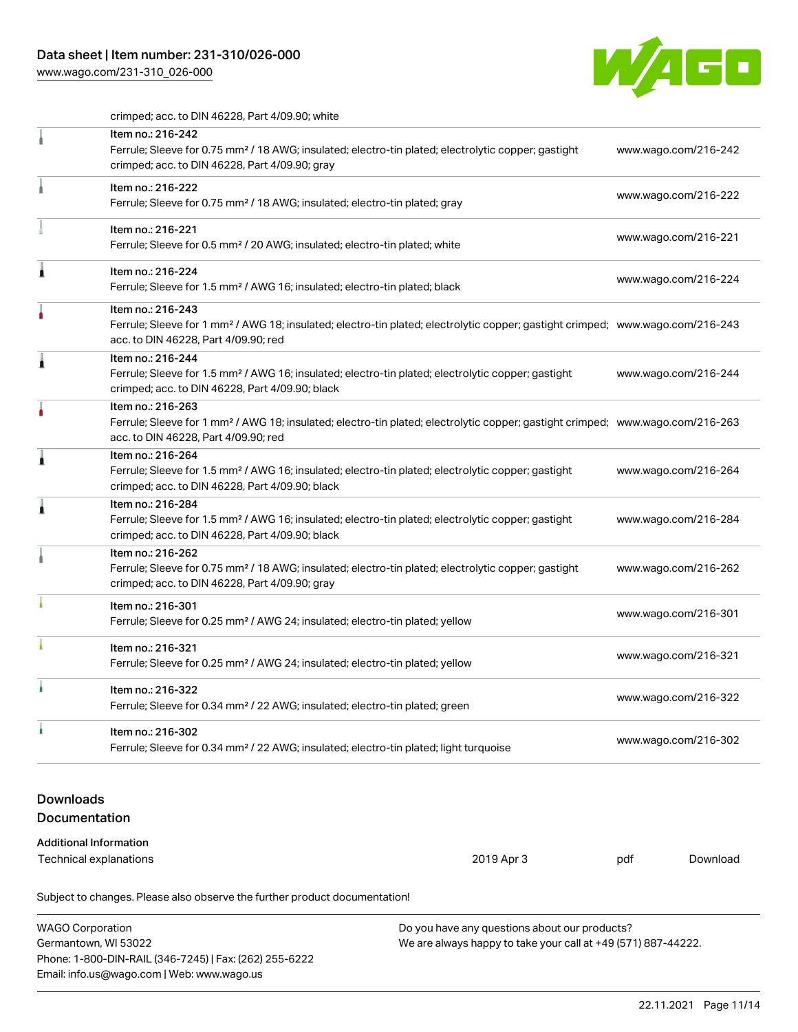crimped; acc. to DIN 46228, Part 4/09.90; white

| | | |
|---|---|---|
| | Item no.: 216-242<br>Ferrule; Sleeve for 0.75 mm² / 18 AWG; insulated; electro-tin plated; electrolytic copper; gastight crimped; acc. to DIN 46228, Part 4/09.90; gray | www.wago.com/216-242 |
| | Item no.: 216-222<br>Ferrule; Sleeve for 0.75 mm² / 18 AWG; insulated; electro-tin plated; gray | www.wago.com/216-222 |
| | Item no.: 216-221<br>Ferrule; Sleeve for 0.5 mm² / 20 AWG; insulated; electro-tin plated; white | www.wago.com/216-221 |
| | Item no.: 216-224<br>Ferrule; Sleeve for 1.5 mm² / AWG 16; insulated; electro-tin plated; black | www.wago.com/216-224 |
| | Item no.: 216-243<br>Ferrule; Sleeve for 1 mm² / AWG 18; insulated; electro-tin plated; electrolytic copper; gastight crimped; acc. to DIN 46228, Part 4/09.90; red | www.wago.com/216-243 |
| | Item no.: 216-244<br>Ferrule; Sleeve for 1.5 mm² / AWG 16; insulated; electro-tin plated; electrolytic copper; gastight crimped; acc. to DIN 46228, Part 4/09.90; black | www.wago.com/216-244 |
| | Item no.: 216-263<br>Ferrule; Sleeve for 1 mm² / AWG 18; insulated; electro-tin plated; electrolytic copper; gastight crimped; acc. to DIN 46228, Part 4/09.90; red | www.wago.com/216-263 |
| | Item no.: 216-264<br>Ferrule; Sleeve for 1.5 mm² / AWG 16; insulated; electro-tin plated; electrolytic copper; gastight crimped; acc. to DIN 46228, Part 4/09.90; black | www.wago.com/216-264 |
| | Item no.: 216-284<br>Ferrule; Sleeve for 1.5 mm² / AWG 16; insulated; electro-tin plated; electrolytic copper; gastight crimped; acc. to DIN 46228, Part 4/09.90; black | www.wago.com/216-284 |
| | Item no.: 216-262<br>Ferrule; Sleeve for 0.75 mm² / 18 AWG; insulated; electro-tin plated; electrolytic copper; gastight crimped; acc. to DIN 46228, Part 4/09.90; gray | www.wago.com/216-262 |
| | Item no.: 216-301<br>Ferrule; Sleeve for 0.25 mm² / AWG 24; insulated; electro-tin plated; yellow | www.wago.com/216-301 |
| | Item no.: 216-321<br>Ferrule; Sleeve for 0.25 mm² / AWG 24; insulated; electro-tin plated; yellow | www.wago.com/216-321 |
| | Item no.: 216-322<br>Ferrule; Sleeve for 0.34 mm² / 22 AWG; insulated; electro-tin plated; green | www.wago.com/216-322 |
| | Item no.: 216-302<br>Ferrule; Sleeve for 0.34 mm² / 22 AWG; insulated; electro-tin plated; light turquoise | www.wago.com/216-302 |

## Downloads

### Documentation

**Additional Information**

| | | | |
|---|---|---|---|
| Technical explanations | 2019 Apr 3 | pdf | Download |

Subject to changes. Please also observe the further product documentation!

WAGO Corporation
Germantown, WI 53022
Phone: 1-800-DIN-RAIL (346-7245) | Fax: (262) 255-6222
Email: info.us@wago.com | Web: www.wago.us

Do you have any questions about our products?
We are always happy to take your call at +49 (571) 887-44222.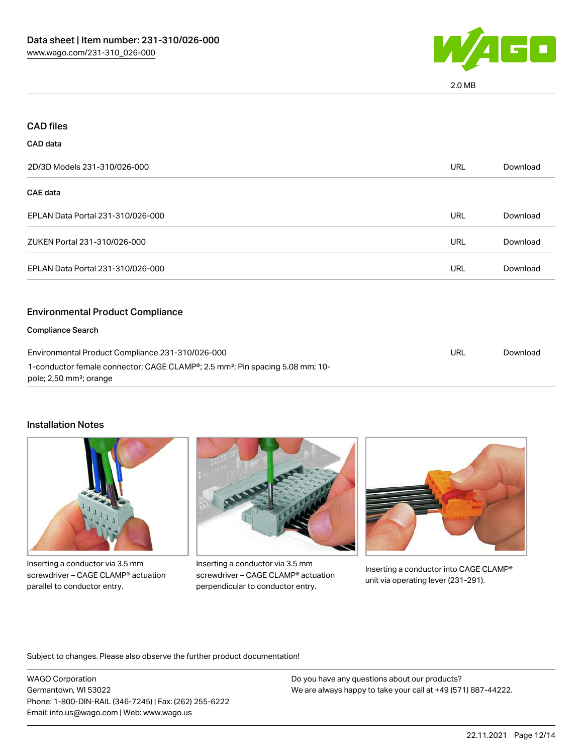2.0 MB

## CAD files

### CAD data

| | | |
|---|---|---|
| 2D/3D Models 231-310/026-000 | URL | Download |

### CAE data

| | | |
|---|---|---|
| EPLAN Data Portal 231-310/026-000 | URL | Download |
| ZUKEN Portal 231-310/026-000 | URL | Download |
| EPLAN Data Portal 231-310/026-000 | URL | Download |

## Environmental Product Compliance

### Compliance Search

| | | |
|---|---|---|
| Environmental Product Compliance 231-310/026-000<br>1-conductor female connector; CAGE CLAMP®; 2.5 mm²; Pin spacing 5.08 mm; 10-pole; 2,50 mm²; orange | URL | Download |

## Installation Notes

Inserting a conductor via 3.5 mm screwdriver – CAGE CLAMP® actuation parallel to conductor entry.

Inserting a conductor via 3.5 mm screwdriver – CAGE CLAMP® actuation perpendicular to conductor entry.

Inserting a conductor into CAGE CLAMP® unit via operating lever (231-291).

Subject to changes. Please also observe the further product documentation!

WAGO Corporation
Germantown, WI 53022
Phone: 1-800-DIN-RAIL (346-7245) | Fax: (262) 255-6222
Email: info.us@wago.com | Web: www.wago.us

Do you have any questions about our products?
We are always happy to take your call at +49 (571) 887-44222.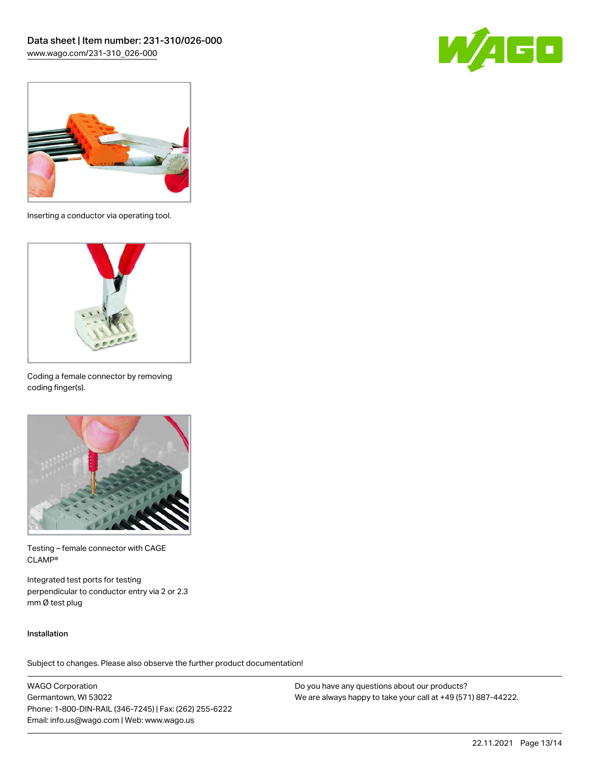Inserting a conductor via operating tool.

Coding a female connector by removing coding finger(s).

Testing – female connector with CAGE CLAMP®

Integrated test ports for testing perpendicular to conductor entry via 2 or 2.3 mm Ø test plug

Installation

Subject to changes. Please also observe the further product documentation!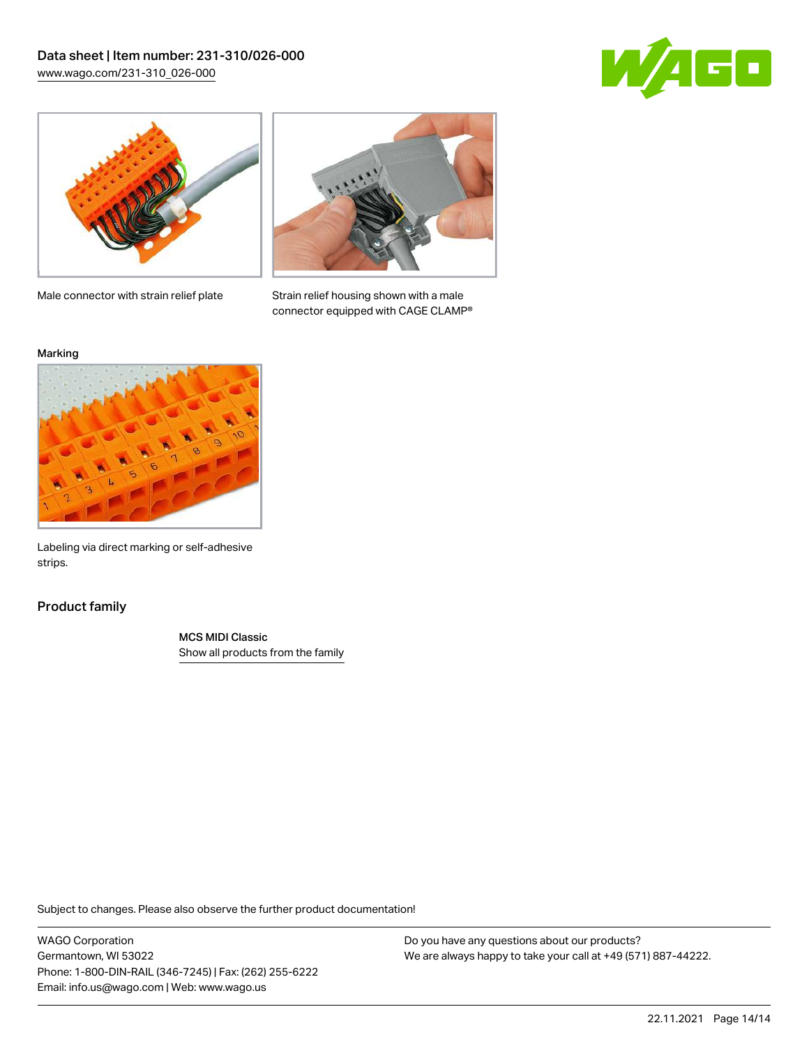Male connector with strain relief plate

Strain relief housing shown with a male connector equipped with CAGE CLAMP®

Marking

Labeling via direct marking or self-adhesive strips.

## Product family

MCS MIDI Classic
Show all products from the family

Subject to changes. Please also observe the further product documentation!

WAGO Corporation
Germantown, WI 53022
Phone: 1-800-DIN-RAIL (346-7245) | Fax: (262) 255-6222
Email: info.us@wago.com | Web: www.wago.us

Do you have any questions about our products?
We are always happy to take your call at +49 (571) 887-44222.